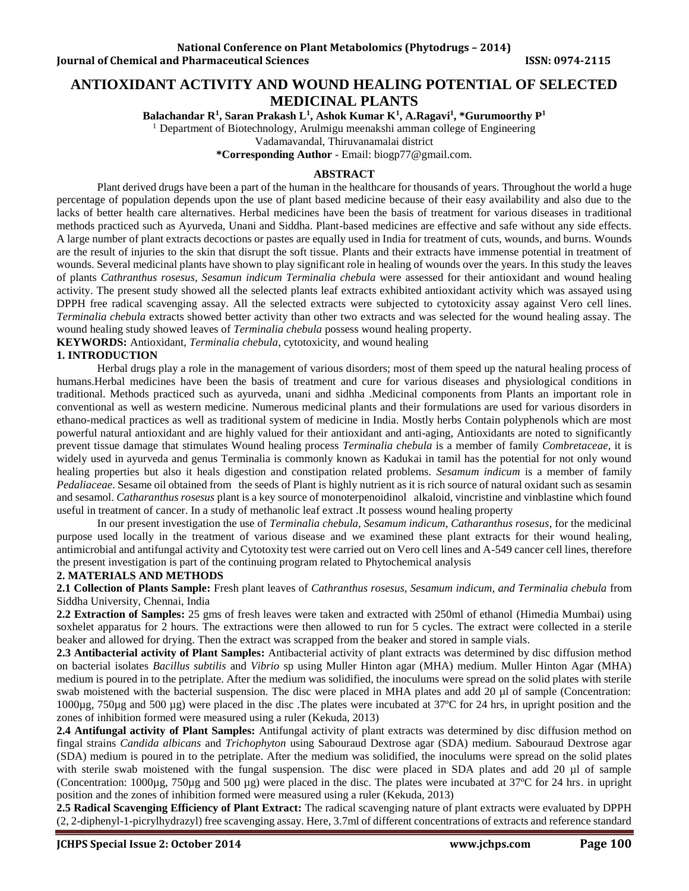# ANTIOXIDANT ACTIVITY AND WOUND HEALING POTENTIAL OF SELECTED MEDICINAL PLANTS

**Balachandar R[1], Saran Prakash L[1], Ashok Kumar K[1], A.Ragavi[1], *Gurumoorthy P[1]**

[1] Department of Biotechnology, Arulmigu meenakshi amman college of Engineering

Vadamavandal, Thiruvanamalai district

***Corresponding Author** - Email: biogp77@gmail.com.

## ABSTRACT

Plant derived drugs have been a part of the human in the healthcare for thousands of years. Throughout the world a huge percentage of population depends upon the use of plant based medicine because of their easy availability and also due to the lacks of better health care alternatives. Herbal medicines have been the basis of treatment for various diseases in traditional methods practiced such as Ayurveda, Unani and Siddha. Plant-based medicines are effective and safe without any side effects. A large number of plant extracts decoctions or pastes are equally used in India for treatment of cuts, wounds, and burns. Wounds are the result of injuries to the skin that disrupt the soft tissue. Plants and their extracts have immense potential in treatment of wounds. Several medicinal plants have shown to play significant role in healing of wounds over the years. In this study the leaves of plants *Cathranthus rosesus, Sesamun indicum Terminalia chebula* were assessed for their antioxidant and wound healing activity. The present study showed all the selected plants leaf extracts exhibited antioxidant activity which was assayed using DPPH free radical scavenging assay. All the selected extracts were subjected to cytotoxicity assay against Vero cell lines. *Terminalia chebula* extracts showed better activity than other two extracts and was selected for the wound healing assay. The wound healing study showed leaves of *Terminalia chebula* possess wound healing property.

**KEYWORDS:** Antioxidant, *Terminalia chebula*, cytotoxicity, and wound healing

## 1. INTRODUCTION

Herbal drugs play a role in the management of various disorders; most of them speed up the natural healing process of humans.Herbal medicines have been the basis of treatment and cure for various diseases and physiological conditions in traditional. Methods practiced such as ayurveda, unani and sidhha .Medicinal components from Plants an important role in conventional as well as western medicine. Numerous medicinal plants and their formulations are used for various disorders in ethano-medical practices as well as traditional system of medicine in India. Mostly herbs Contain polyphenols which are most powerful natural antioxidant and are highly valued for their antioxidant and anti-aging, Antioxidants are noted to significantly prevent tissue damage that stimulates Wound healing process *Terminalia chebula* is a member of family *Combretaceae*, it is widely used in ayurveda and genus Terminalia is commonly known as Kadukai in tamil has the potential for not only wound healing properties but also it heals digestion and constipation related problems. *Sesamum indicum* is a member of family *Pedaliaceae*. Sesame oil obtained from the seeds of Plant is highly nutrient as it is rich source of natural oxidant such as sesamin and sesamol. *Catharanthus rosesus* plant is a key source of monoterpenoidinol alkaloid, vincristine and vinblastine which found useful in treatment of cancer. In a study of methanolic leaf extract .It possess wound healing property

In our present investigation the use of *Terminalia chebula, Sesamum indicum, Catharanthus rosesus*, for the medicinal purpose used locally in the treatment of various disease and we examined these plant extracts for their wound healing, antimicrobial and antifungal activity and Cytotoxity test were carried out on Vero cell lines and A-549 cancer cell lines, therefore the present investigation is part of the continuing program related to Phytochemical analysis

## 2. MATERIALS AND METHODS

**2.1 Collection of Plants Sample:** Fresh plant leaves of *Cathranthus rosesus, Sesamum indicum, and Terminalia chebula* from Siddha University, Chennai, India

**2.2 Extraction of Samples:** 25 gms of fresh leaves were taken and extracted with 250ml of ethanol (Himedia Mumbai) using soxhelet apparatus for 2 hours. The extractions were then allowed to run for 5 cycles. The extract were collected in a sterile beaker and allowed for drying. Then the extract was scrapped from the beaker and stored in sample vials.

**2.3 Antibacterial activity of Plant Samples:** Antibacterial activity of plant extracts was determined by disc diffusion method on bacterial isolates *Bacillus subtilis* and *Vibrio* sp using Muller Hinton agar (MHA) medium. Muller Hinton Agar (MHA) medium is poured in to the petriplate. After the medium was solidified, the inoculums were spread on the solid plates with sterile swab moistened with the bacterial suspension. The disc were placed in MHA plates and add 20 µl of sample (Concentration: 1000µg, 750µg and 500 µg) were placed in the disc .The plates were incubated at 37ºC for 24 hrs, in upright position and the zones of inhibition formed were measured using a ruler (Kekuda, 2013)

**2.4 Antifungal activity of Plant Samples:** Antifungal activity of plant extracts was determined by disc diffusion method on fingal strains *Candida albicans* and *Trichophyton* using Sabouraud Dextrose agar (SDA) medium. Sabouraud Dextrose agar (SDA) medium is poured in to the petriplate. After the medium was solidified, the inoculums were spread on the solid plates with sterile swab moistened with the fungal suspension. The disc were placed in SDA plates and add 20 µl of sample (Concentration: 1000µg, 750µg and 500 µg) were placed in the disc. The plates were incubated at 37ºC for 24 hrs. in upright position and the zones of inhibition formed were measured using a ruler (Kekuda, 2013)

**2.5 Radical Scavenging Efficiency of Plant Extract:** The radical scavenging nature of plant extracts were evaluated by DPPH (2, 2-diphenyl-1-picrylhydrazyl) free scavenging assay. Here, 3.7ml of different concentrations of extracts and reference standard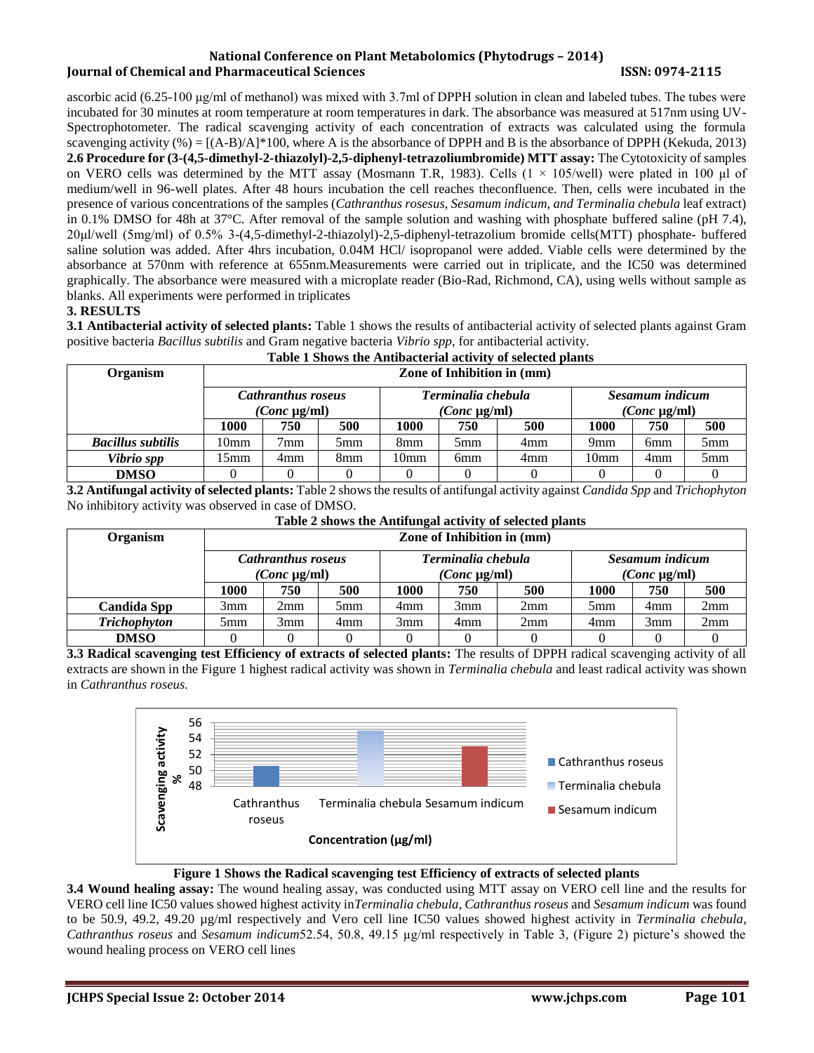ascorbic acid (6.25-100 μg/ml of methanol) was mixed with 3.7ml of DPPH solution in clean and labeled tubes. The tubes were incubated for 30 minutes at room temperature at room temperatures in dark. The absorbance was measured at 517nm using UV-Spectrophotometer. The radical scavenging activity of each concentration of extracts was calculated using the formula scavenging activity (%) = [(A-B)/A]*100, where A is the absorbance of DPPH and B is the absorbance of DPPH (Kekuda, 2013)

**2.6 Procedure for (3-(4,5-dimethyl-2-thiazolyl)-2,5-diphenyl-tetrazoliumbromide) MTT assay:** The Cytotoxicity of samples on VERO cells was determined by the MTT assay (Mosmann T.R, 1983). Cells (1 × 105/well) were plated in 100 μl of medium/well in 96-well plates. After 48 hours incubation the cell reaches theconfluence. Then, cells were incubated in the presence of various concentrations of the samples (*Cathranthus rosesus, Sesamum indicum, and Terminalia chebula* leaf extract) in 0.1% DMSO for 48h at 37°C. After removal of the sample solution and washing with phosphate buffered saline (pH 7.4), 20μl/well (5mg/ml) of 0.5% 3-(4,5-dimethyl-2-thiazolyl)-2,5-diphenyl-tetrazolium bromide cells(MTT) phosphate- buffered saline solution was added. After 4hrs incubation, 0.04M HCl/ isopropanol were added. Viable cells were determined by the absorbance at 570nm with reference at 655nm.Measurements were carried out in triplicate, and the IC50 was determined graphically. The absorbance were measured with a microplate reader (Bio-Rad, Richmond, CA), using wells without sample as blanks. All experiments were performed in triplicates

## 3. RESULTS

**3.1 Antibacterial activity of selected plants:** Table 1 shows the results of antibacterial activity of selected plants against Gram positive bacteria *Bacillus subtilis* and Gram negative bacteria *Vibrio spp*, for antibacterial activity.

**Table 1 Shows the Antibacterial activity of selected plants**

| Organism | Zone of Inhibition in (mm) | | | | | | | | |
|---|---|---|---|---|---|---|---|---|---|
| | *Cathranthus roseus* *(Conc* μg/ml) | | | *Terminalia chebula* *(Conc* μg/ml) | | | *Sesamum indicum* *(Conc* μg/ml) | | |
| | **1000** | **750** | **500** | **1000** | **750** | **500** | **1000** | **750** | **500** |
| ***Bacillus subtilis*** | 10mm | 7mm | 5mm | 8mm | 5mm | 4mm | 9mm | 6mm | 5mm |
| ***Vibrio spp*** | 15mm | 4mm | 8mm | 10mm | 6mm | 4mm | 10mm | 4mm | 5mm |
| **DMSO** | 0 | 0 | 0 | 0 | 0 | 0 | 0 | 0 | 0 |

**3.2 Antifungal activity of selected plants:** Table 2 shows the results of antifungal activity against *Candida Spp* and *Trichophyton* No inhibitory activity was observed in case of DMSO.

**Table 2 shows the Antifungal activity of selected plants**

| Organism | Zone of Inhibition in (mm) | | | | | | | | |
|---|---|---|---|---|---|---|---|---|---|
| | *Cathranthus roseus* *(Conc* μg/ml) | | | *Terminalia chebula* *(Conc* μg/ml) | | | *Sesamum indicum* *(Conc* μg/ml) | | |
| | **1000** | **750** | **500** | **1000** | **750** | **500** | **1000** | **750** | **500** |
| **Candida Spp** | 3mm | 2mm | 5mm | 4mm | 3mm | 2mm | 5mm | 4mm | 2mm |
| ***Trichophyton*** | 5mm | 3mm | 4mm | 3mm | 4mm | 2mm | 4mm | 3mm | 2mm |
| **DMSO** | 0 | 0 | 0 | 0 | 0 | 0 | 0 | 0 | 0 |

**3.3 Radical scavenging test Efficiency of extracts of selected plants:** The results of DPPH radical scavenging activity of all extracts are shown in the Figure 1 highest radical activity was shown in *Terminalia chebula* and least radical activity was shown in *Cathranthus roseus.*

**Figure 1 Shows the Radical scavenging test Efficiency of extracts of selected plants**

**3.4 Wound healing assay:** The wound healing assay, was conducted using MTT assay on VERO cell line and the results for VERO cell line IC50 values showed highest activity in*Terminalia chebula, Cathranthus roseus* and *Sesamum indicum* was found to be 50.9, 49.2, 49.20 μg/ml respectively and Vero cell line IC50 values showed highest activity in *Terminalia chebula, Cathranthus roseus* and *Sesamum indicum*52.54, 50.8, 49.15 μg/ml respectively in Table 3, (Figure 2) picture's showed the wound healing process on VERO cell lines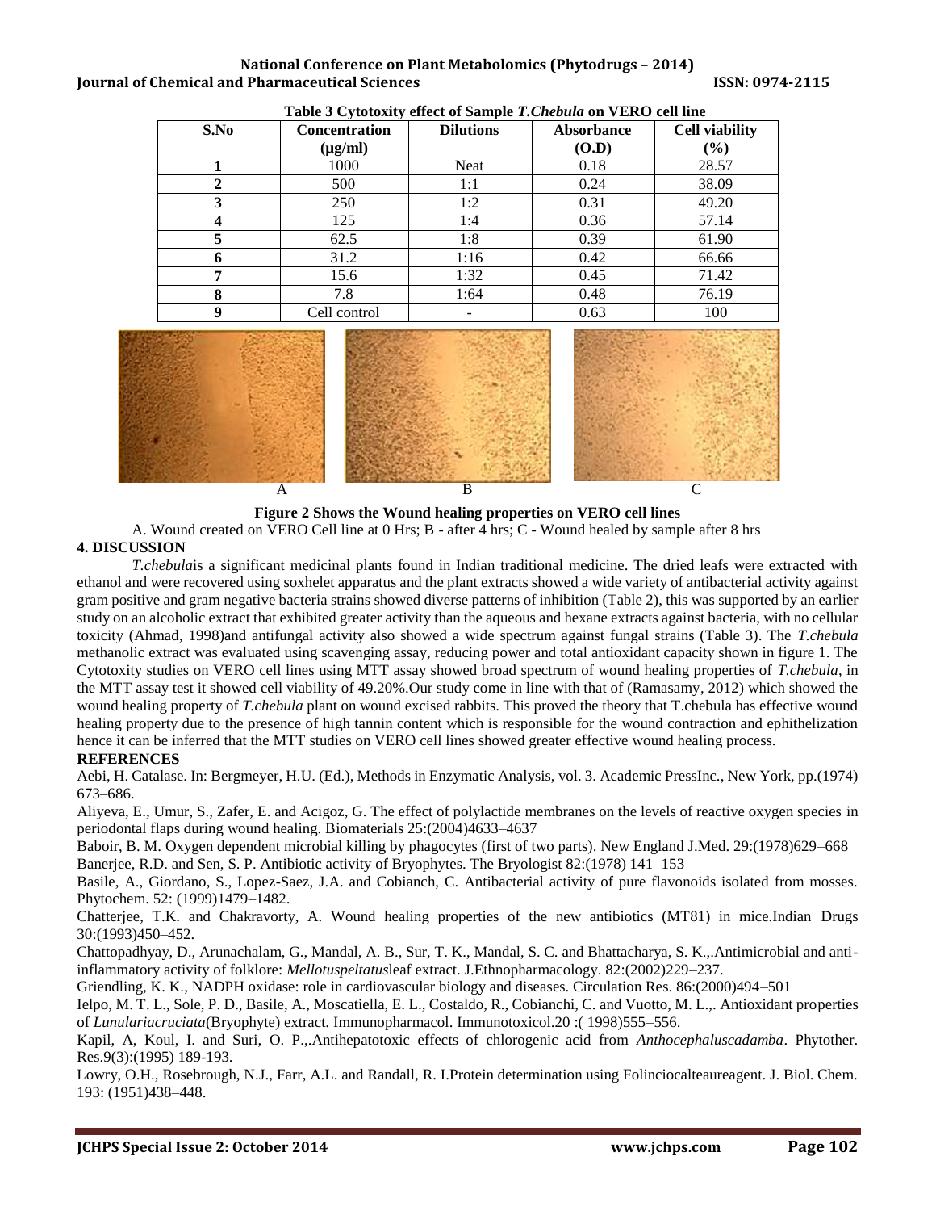**Table 3 Cytotoxity effect of Sample *T.Chebula* on VERO cell line**

| S.No | Concentration (μg/ml) | Dilutions | Absorbance (O.D) | Cell viability (%) |
|---|---|---|---|---|
| 1 | 1000 | Neat | 0.18 | 28.57 |
| 2 | 500 | 1:1 | 0.24 | 38.09 |
| 3 | 250 | 1:2 | 0.31 | 49.20 |
| 4 | 125 | 1:4 | 0.36 | 57.14 |
| 5 | 62.5 | 1:8 | 0.39 | 61.90 |
| 6 | 31.2 | 1:16 | 0.42 | 66.66 |
| 7 | 15.6 | 1:32 | 0.45 | 71.42 |
| 8 | 7.8 | 1:64 | 0.48 | 76.19 |
| 9 | Cell control | - | 0.63 | 100 |

A B C

**Figure 2 Shows the Wound healing properties on VERO cell lines**

A. Wound created on VERO Cell line at 0 Hrs; B - after 4 hrs; C - Wound healed by sample after 8 hrs

## 4. DISCUSSION

*T.chebula*is a significant medicinal plants found in Indian traditional medicine. The dried leafs were extracted with ethanol and were recovered using soxhelet apparatus and the plant extracts showed a wide variety of antibacterial activity against gram positive and gram negative bacteria strains showed diverse patterns of inhibition (Table 2), this was supported by an earlier study on an alcoholic extract that exhibited greater activity than the aqueous and hexane extracts against bacteria, with no cellular toxicity (Ahmad, 1998)and antifungal activity also showed a wide spectrum against fungal strains (Table 3). The *T.chebula* methanolic extract was evaluated using scavenging assay, reducing power and total antioxidant capacity shown in figure 1. The Cytotoxity studies on VERO cell lines using MTT assay showed broad spectrum of wound healing properties of *T.chebula*, in the MTT assay test it showed cell viability of 49.20%.Our study come in line with that of (Ramasamy, 2012) which showed the wound healing property of *T.chebula* plant on wound excised rabbits. This proved the theory that T.chebula has effective wound healing property due to the presence of high tannin content which is responsible for the wound contraction and ephithelization hence it can be inferred that the MTT studies on VERO cell lines showed greater effective wound healing process.

## REFERENCES

Aebi, H. Catalase. In: Bergmeyer, H.U. (Ed.), Methods in Enzymatic Analysis, vol. 3. Academic PressInc., New York, pp.(1974) 673–686.

Aliyeva, E., Umur, S., Zafer, E. and Acigoz, G. The effect of polylactide membranes on the levels of reactive oxygen species in periodontal flaps during wound healing. Biomaterials 25:(2004)4633–4637

Baboir, B. M. Oxygen dependent microbial killing by phagocytes (first of two parts). New England J.Med. 29:(1978)629–668

Banerjee, R.D. and Sen, S. P. Antibiotic activity of Bryophytes. The Bryologist 82:(1978) 141–153

Basile, A., Giordano, S., Lopez-Saez, J.A. and Cobianch, C. Antibacterial activity of pure flavonoids isolated from mosses. Phytochem. 52: (1999)1479–1482.

Chatterjee, T.K. and Chakravorty, A. Wound healing properties of the new antibiotics (MT81) in mice.Indian Drugs 30:(1993)450–452.

Chattopadhyay, D., Arunachalam, G., Mandal, A. B., Sur, T. K., Mandal, S. C. and Bhattacharya, S. K.,.Antimicrobial and anti-inflammatory activity of folklore: *Mellotuspeltatus*leaf extract. J.Ethnopharmacology. 82:(2002)229–237.

Griendling, K. K., NADPH oxidase: role in cardiovascular biology and diseases. Circulation Res. 86:(2000)494–501

Ielpo, M. T. L., Sole, P. D., Basile, A., Moscatiella, E. L., Costaldo, R., Cobianchi, C. and Vuotto, M. L.,. Antioxidant properties of *Lunulariacruciata*(Bryophyte) extract. Immunopharmacol. Immunotoxicol.20 :( 1998)555–556.

Kapil, A, Koul, I. and Suri, O. P.,.Antihepatotoxic effects of chlorogenic acid from *Anthocephaluscadamba*. Phytother. Res.9(3):(1995) 189-193.

Lowry, O.H., Rosebrough, N.J., Farr, A.L. and Randall, R. I.Protein determination using Folinciocalteaureagent. J. Biol. Chem. 193: (1951)438–448.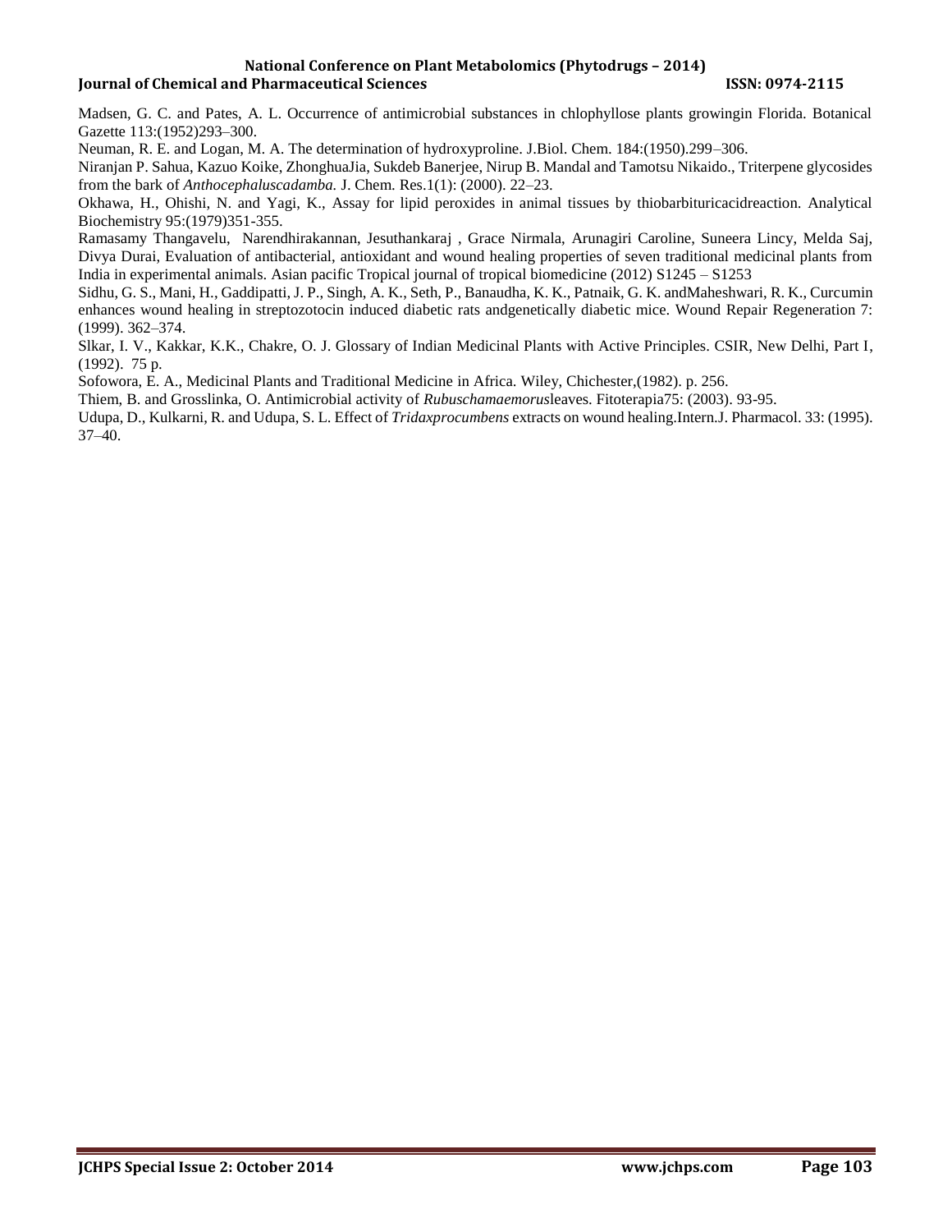Madsen, G. C. and Pates, A. L. Occurrence of antimicrobial substances in chlophyllose plants growingin Florida. Botanical Gazette 113:(1952)293–300.

Neuman, R. E. and Logan, M. A. The determination of hydroxyproline. J.Biol. Chem. 184:(1950).299–306.

Niranjan P. Sahua, Kazuo Koike, ZhonghuaJia, Sukdeb Banerjee, Nirup B. Mandal and Tamotsu Nikaido., Triterpene glycosides from the bark of *Anthocephaluscadamba.* J. Chem. Res.1(1): (2000). 22–23.

Okhawa, H., Ohishi, N. and Yagi, K., Assay for lipid peroxides in animal tissues by thiobarbituricacidreaction. Analytical Biochemistry 95:(1979)351-355.

Ramasamy Thangavelu, Narendhirakannan, Jesuthankaraj , Grace Nirmala, Arunagiri Caroline, Suneera Lincy, Melda Saj, Divya Durai, Evaluation of antibacterial, antioxidant and wound healing properties of seven traditional medicinal plants from India in experimental animals. Asian pacific Tropical journal of tropical biomedicine (2012) S1245 – S1253

Sidhu, G. S., Mani, H., Gaddipatti, J. P., Singh, A. K., Seth, P., Banaudha, K. K., Patnaik, G. K. andMaheshwari, R. K., Curcumin enhances wound healing in streptozotocin induced diabetic rats andgenetically diabetic mice. Wound Repair Regeneration 7: (1999). 362–374.

Slkar, I. V., Kakkar, K.K., Chakre, O. J. Glossary of Indian Medicinal Plants with Active Principles. CSIR, New Delhi, Part I, (1992). 75 p.

Sofowora, E. A., Medicinal Plants and Traditional Medicine in Africa. Wiley, Chichester,(1982). p. 256.

Thiem, B. and Grosslinka, O. Antimicrobial activity of *Rubuschamaemorus*leaves. Fitoterapia75: (2003). 93-95.

Udupa, D., Kulkarni, R. and Udupa, S. L. Effect of *Tridaxprocumbens* extracts on wound healing.Intern.J. Pharmacol. 33: (1995). 37–40.